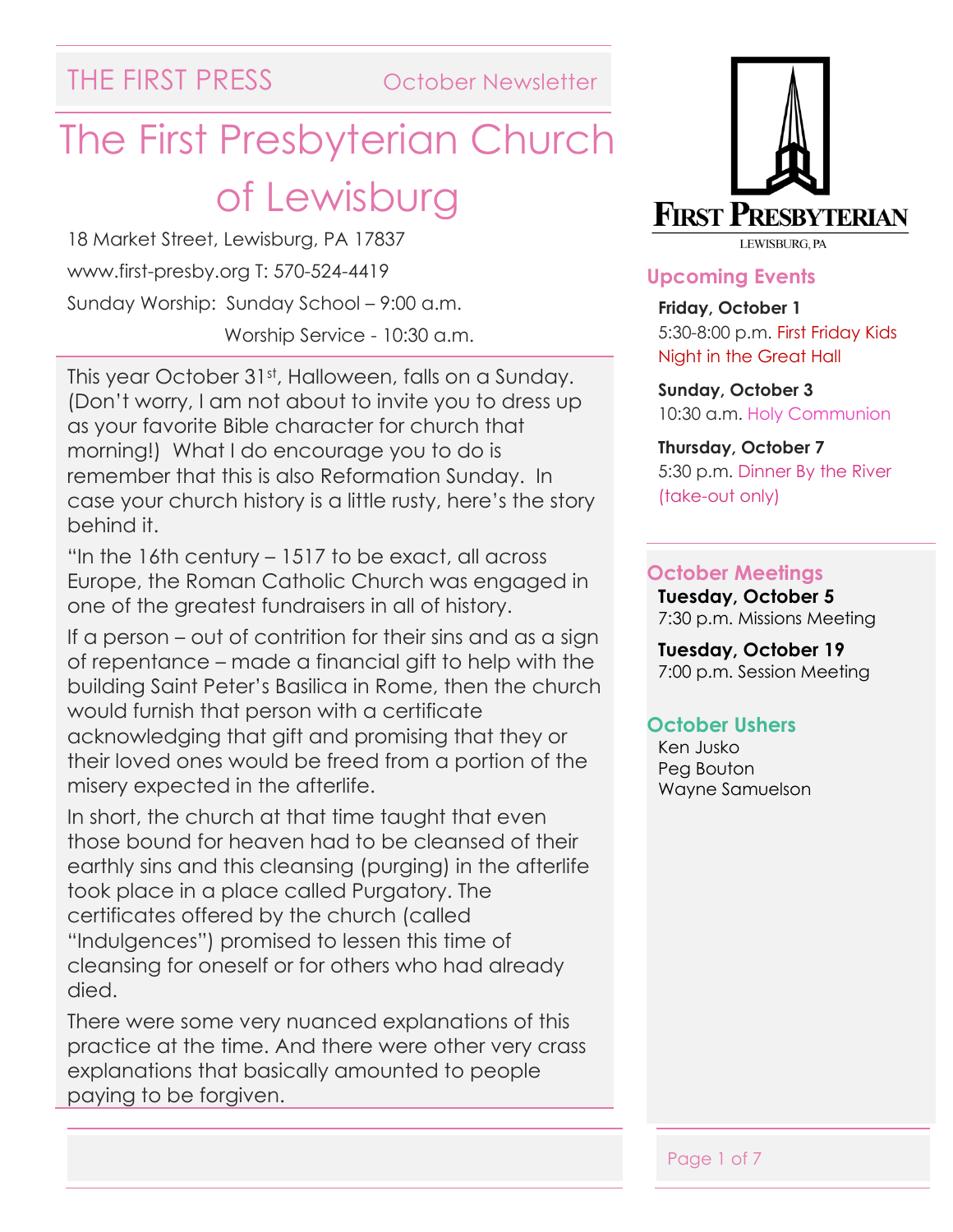THE FIRST PRESS October Newsletter

# The First Presbyterian Church of Lewisburg

18 Market Street, Lewisburg, PA 17837

www.first-presby.org T: 570-524-4419

Sunday Worship: Sunday School – 9:00 a.m.

Worship Service - 10:30 a.m.

This year October 31st, Halloween, falls on a Sunday. (Don't worry, I am not about to invite you to dress up as your favorite Bible character for church that morning!) What I do encourage you to do is remember that this is also Reformation Sunday. In case your church history is a little rusty, here's the story behind it.

"In the 16th century – 1517 to be exact, all across Europe, the Roman Catholic Church was engaged in one of the greatest fundraisers in all of history.

If a person – out of contrition for their sins and as a sign of repentance – made a financial gift to help with the building Saint Peter's Basilica in Rome, then the church would furnish that person with a certificate acknowledging that gift and promising that they or their loved ones would be freed from a portion of the misery expected in the afterlife.

In short, the church at that time taught that even those bound for heaven had to be cleansed of their earthly sins and this cleansing (purging) in the afterlife took place in a place called Purgatory. The certificates offered by the church (called "Indulgences") promised to lessen this time of cleansing for oneself or for others who had already died.

There were some very nuanced explanations of this practice at the time. And there were other very crass explanations that basically amounted to people paying to be forgiven.

FIRST PRESBYTERIAN
LEWISBURG, PA

## Upcoming Events

**Friday, October 1**
5:30-8:00 p.m. First Friday Kids Night in the Great Hall

**Sunday, October 3**
10:30 a.m. Holy Communion

**Thursday, October 7**
5:30 p.m. Dinner By the River (take-out only)

## October Meetings

**Tuesday, October 5**
7:30 p.m. Missions Meeting

**Tuesday, October 19**
7:00 p.m. Session Meeting

## October Ushers

Ken Jusko
Peg Bouton
Wayne Samuelson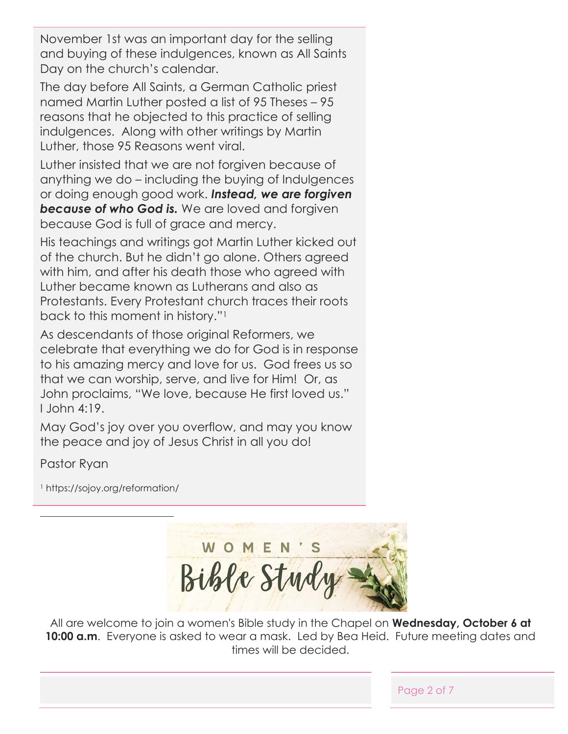November 1st was an important day for the selling and buying of these indulgences, known as All Saints Day on the church's calendar.

The day before All Saints, a German Catholic priest named Martin Luther posted a list of 95 Theses – 95 reasons that he objected to this practice of selling indulgences. Along with other writings by Martin Luther, those 95 Reasons went viral.

Luther insisted that we are not forgiven because of anything we do – including the buying of Indulgences or doing enough good work. ***Instead, we are forgiven because of who God is.*** We are loved and forgiven because God is full of grace and mercy.

His teachings and writings got Martin Luther kicked out of the church. But he didn't go alone. Others agreed with him, and after his death those who agreed with Luther became known as Lutherans and also as Protestants. Every Protestant church traces their roots back to this moment in history."[1]

As descendants of those original Reformers, we celebrate that everything we do for God is in response to his amazing mercy and love for us. God frees us so that we can worship, serve, and live for Him! Or, as John proclaims, "We love, because He first loved us." I John 4:19.

May God's joy over you overflow, and may you know the peace and joy of Jesus Christ in all you do!

Pastor Ryan

[1] https://sojoy.org/reformation/

## WOMEN'S Bible Study

All are welcome to join a women's Bible study in the Chapel on **Wednesday, October 6 at 10:00 a.m**. Everyone is asked to wear a mask. Led by Bea Heid. Future meeting dates and times will be decided.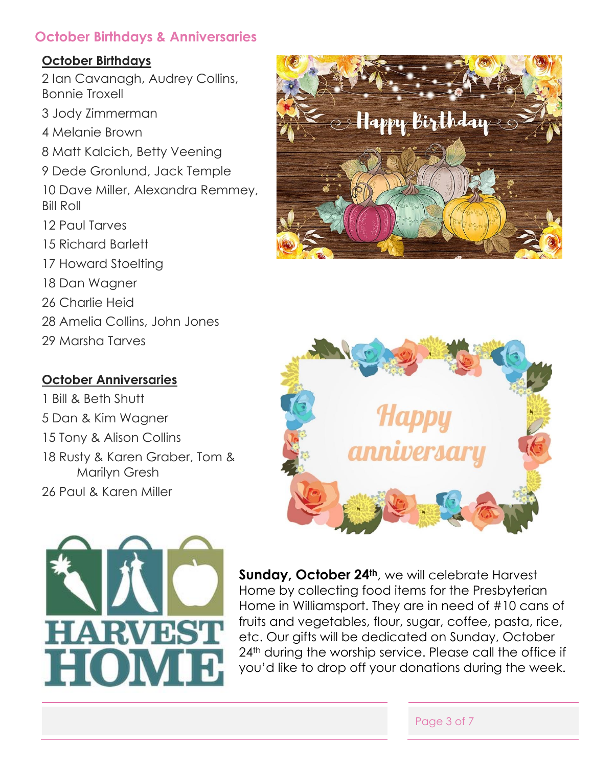## October Birthdays & Anniversaries

### October Birthdays

2 Ian Cavanagh, Audrey Collins, Bonnie Troxell

3 Jody Zimmerman

4 Melanie Brown

8 Matt Kalcich, Betty Veening

9 Dede Gronlund, Jack Temple

10 Dave Miller, Alexandra Remmey, Bill Roll

12 Paul Tarves

15 Richard Barlett

17 Howard Stoelting

18 Dan Wagner

26 Charlie Heid

28 Amelia Collins, John Jones

29 Marsha Tarves

### October Anniversaries

1 Bill & Beth Shutt

5 Dan & Kim Wagner

15 Tony & Alison Collins

18 Rusty & Karen Graber, Tom & Marilyn Gresh

26 Paul & Karen Miller

**Sunday, October 24th**, we will celebrate Harvest Home by collecting food items for the Presbyterian Home in Williamsport. They are in need of #10 cans of fruits and vegetables, flour, sugar, coffee, pasta, rice, etc. Our gifts will be dedicated on Sunday, October 24th during the worship service. Please call the office if you'd like to drop off your donations during the week.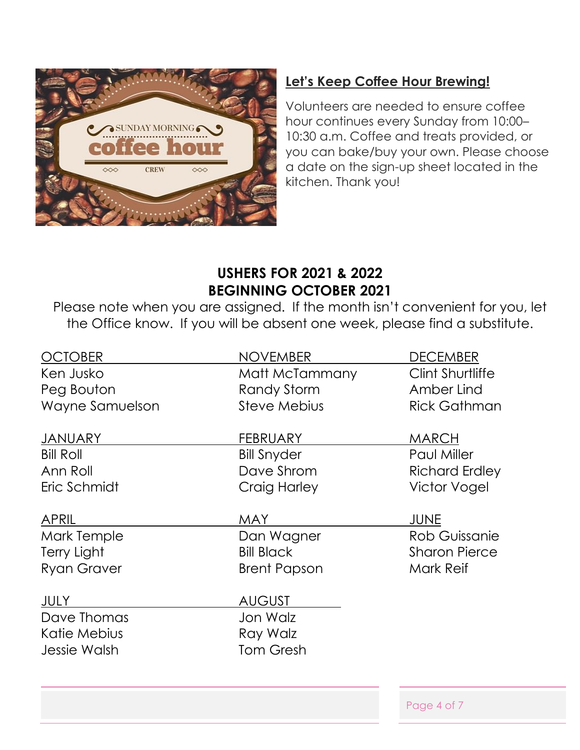## Let's Keep Coffee Hour Brewing!

Volunteers are needed to ensure coffee hour continues every Sunday from 10:00–10:30 a.m. Coffee and treats provided, or you can bake/buy your own. Please choose a date on the sign-up sheet located in the kitchen. Thank you!

## USHERS FOR 2021 & 2022
## BEGINNING OCTOBER 2021

Please note when you are assigned. If the month isn't convenient for you, let the Office know. If you will be absent one week, please find a substitute.

**OCTOBER**
- Ken Jusko
- Peg Bouton
- Wayne Samuelson

**NOVEMBER**
- Matt McTammany
- Randy Storm
- Steve Mebius

**DECEMBER**
- Clint Shurtliffe
- Amber Lind
- Rick Gathman

**JANUARY**
- Bill Roll
- Ann Roll
- Eric Schmidt

**FEBRUARY**
- Bill Snyder
- Dave Shrom
- Craig Harley

**MARCH**
- Paul Miller
- Richard Erdley
- Victor Vogel

**APRIL**
- Mark Temple
- Terry Light
- Ryan Graver

**MAY**
- Dan Wagner
- Bill Black
- Brent Papson

**JUNE**
- Rob Guissanie
- Sharon Pierce
- Mark Reif

**JULY**
- Dave Thomas
- Katie Mebius
- Jessie Walsh

**AUGUST**
- Jon Walz
- Ray Walz
- Tom Gresh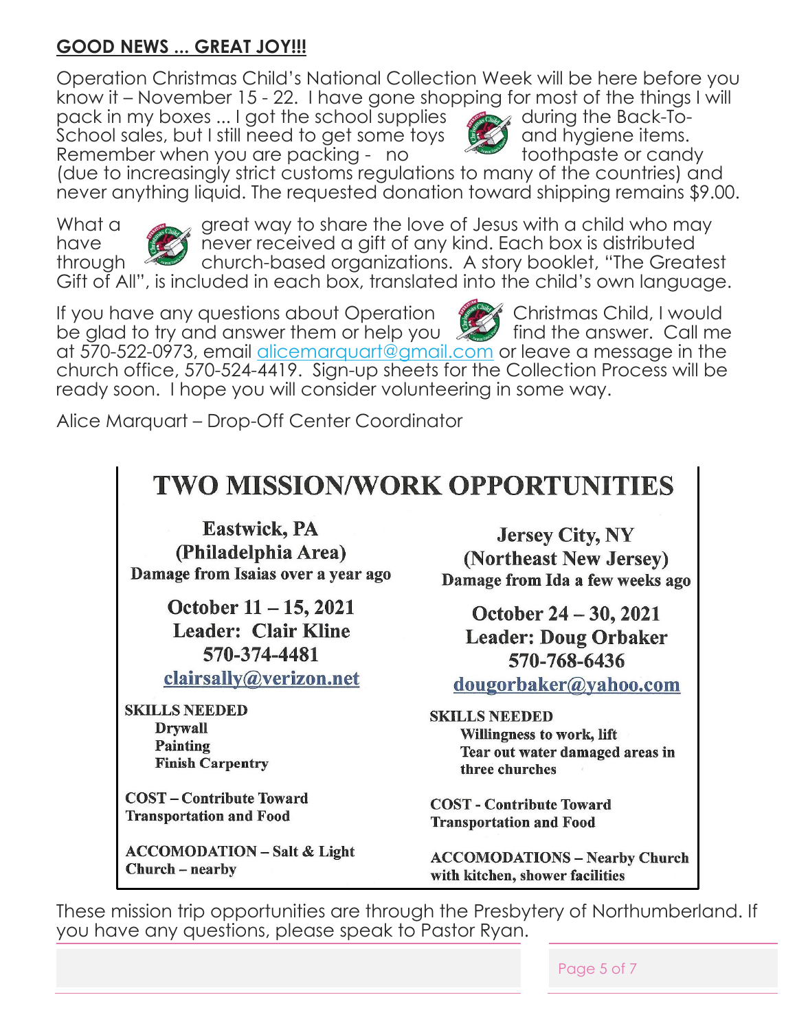**GOOD NEWS ... GREAT JOY!!!**

Operation Christmas Child's National Collection Week will be here before you know it – November 15 - 22. I have gone shopping for most of the things I will pack in my boxes ... I got the school supplies during the Back-To-School sales, but I still need to get some toys and hygiene items. Remember when you are packing - no toothpaste or candy (due to increasingly strict customs regulations to many of the countries) and never anything liquid. The requested donation toward shipping remains $9.00.

What a great way to share the love of Jesus with a child who may have never received a gift of any kind. Each box is distributed through church-based organizations. A story booklet, "The Greatest Gift of All", is included in each box, translated into the child's own language.

If you have any questions about Operation Christmas Child, I would be glad to try and answer them or help you find the answer. Call me at 570-522-0973, email alicemarquart@gmail.com or leave a message in the church office, 570-524-4419. Sign-up sheets for the Collection Process will be ready soon. I hope you will consider volunteering in some way.

Alice Marquart – Drop-Off Center Coordinator

## TWO MISSION/WORK OPPORTUNITIES

**Eastwick, PA**
**(Philadelphia Area)**
**Damage from Isaias over a year ago**

**October 11 – 15, 2021**
**Leader: Clair Kline**
**570-374-4481**
**clairsally@verizon.net**

**SKILLS NEEDED**
- Drywall
- Painting
- Finish Carpentry

**COST – Contribute Toward Transportation and Food**

**ACCOMODATION – Salt & Light Church – nearby**

**Jersey City, NY**
**(Northeast New Jersey)**
**Damage from Ida a few weeks ago**

**October 24 – 30, 2021**
**Leader: Doug Orbaker**
**570-768-6436**
**dougorbaker@yahoo.com**

**SKILLS NEEDED**
- Willingness to work, lift
- Tear out water damaged areas in three churches

**COST - Contribute Toward Transportation and Food**

**ACCOMODATIONS – Nearby Church with kitchen, shower facilities**

These mission trip opportunities are through the Presbytery of Northumberland. If you have any questions, please speak to Pastor Ryan.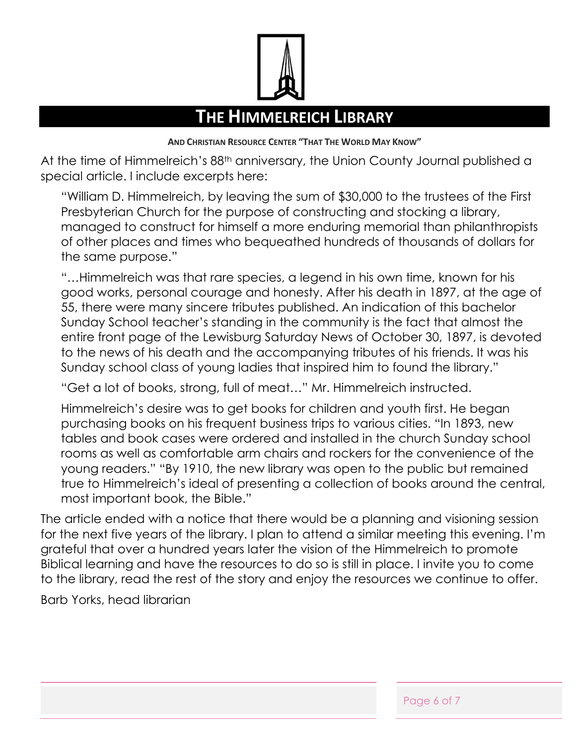# THE HIMMELREICH LIBRARY

**AND CHRISTIAN RESOURCE CENTER "THAT THE WORLD MAY KNOW"**

At the time of Himmelreich's 88th anniversary, the Union County Journal published a special article. I include excerpts here:

> "William D. Himmelreich, by leaving the sum of $30,000 to the trustees of the First Presbyterian Church for the purpose of constructing and stocking a library, managed to construct for himself a more enduring memorial than philanthropists of other places and times who bequeathed hundreds of thousands of dollars for the same purpose."
>
> "…Himmelreich was that rare species, a legend in his own time, known for his good works, personal courage and honesty. After his death in 1897, at the age of 55, there were many sincere tributes published. An indication of this bachelor Sunday School teacher's standing in the community is the fact that almost the entire front page of the Lewisburg Saturday News of October 30, 1897, is devoted to the news of his death and the accompanying tributes of his friends. It was his Sunday school class of young ladies that inspired him to found the library."
>
> "Get a lot of books, strong, full of meat…" Mr. Himmelreich instructed.
>
> Himmelreich's desire was to get books for children and youth first. He began purchasing books on his frequent business trips to various cities. "In 1893, new tables and book cases were ordered and installed in the church Sunday school rooms as well as comfortable arm chairs and rockers for the convenience of the young readers." "By 1910, the new library was open to the public but remained true to Himmelreich's ideal of presenting a collection of books around the central, most important book, the Bible."

The article ended with a notice that there would be a planning and visioning session for the next five years of the library. I plan to attend a similar meeting this evening. I'm grateful that over a hundred years later the vision of the Himmelreich to promote Biblical learning and have the resources to do so is still in place. I invite you to come to the library, read the rest of the story and enjoy the resources we continue to offer.

Barb Yorks, head librarian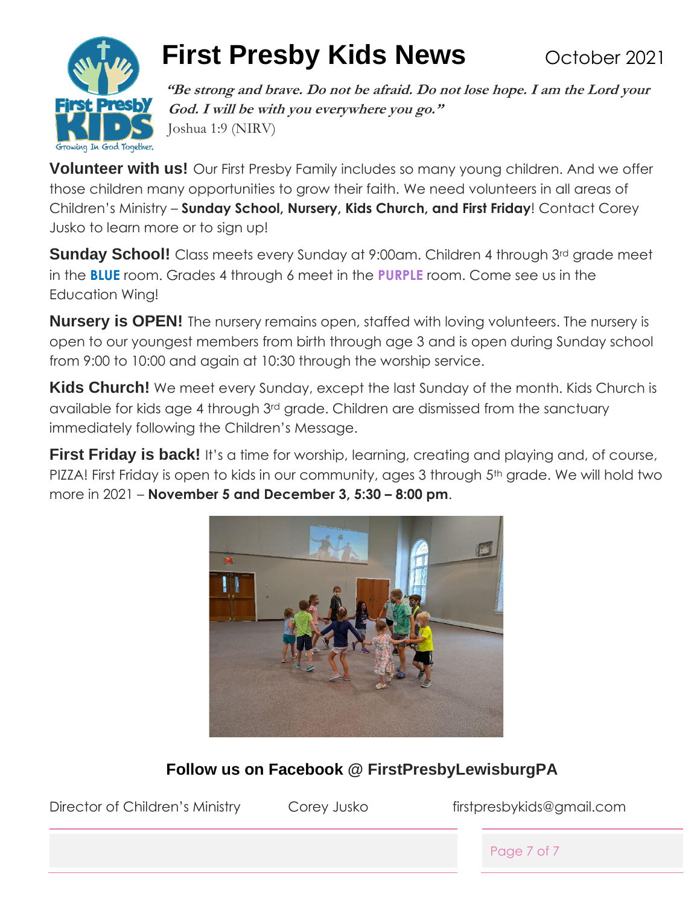# First Presby Kids News

October 2021

***"Be strong and brave. Do not be afraid. Do not lose hope. I am the Lord your God. I will be with you everywhere you go."***
Joshua 1:9 (NIRV)

**Volunteer with us!** Our First Presby Family includes so many young children. And we offer those children many opportunities to grow their faith. We need volunteers in all areas of Children's Ministry – **Sunday School, Nursery, Kids Church, and First Friday**! Contact Corey Jusko to learn more or to sign up!

**Sunday School!** Class meets every Sunday at 9:00am. Children 4 through 3rd grade meet in the **BLUE** room. Grades 4 through 6 meet in the **PURPLE** room. Come see us in the Education Wing!

**Nursery is OPEN!** The nursery remains open, staffed with loving volunteers. The nursery is open to our youngest members from birth through age 3 and is open during Sunday school from 9:00 to 10:00 and again at 10:30 through the worship service.

**Kids Church!** We meet every Sunday, except the last Sunday of the month. Kids Church is available for kids age 4 through 3rd grade. Children are dismissed from the sanctuary immediately following the Children's Message.

**First Friday is back!** It's a time for worship, learning, creating and playing and, of course, PIZZA! First Friday is open to kids in our community, ages 3 through 5th grade. We will hold two more in 2021 – **November 5 and December 3, 5:30 – 8:00 pm**.

**Follow us on Facebook @ FirstPresbyLewisburgPA**

Director of Children's Ministry    Corey Jusko    firstpresbykids@gmail.com